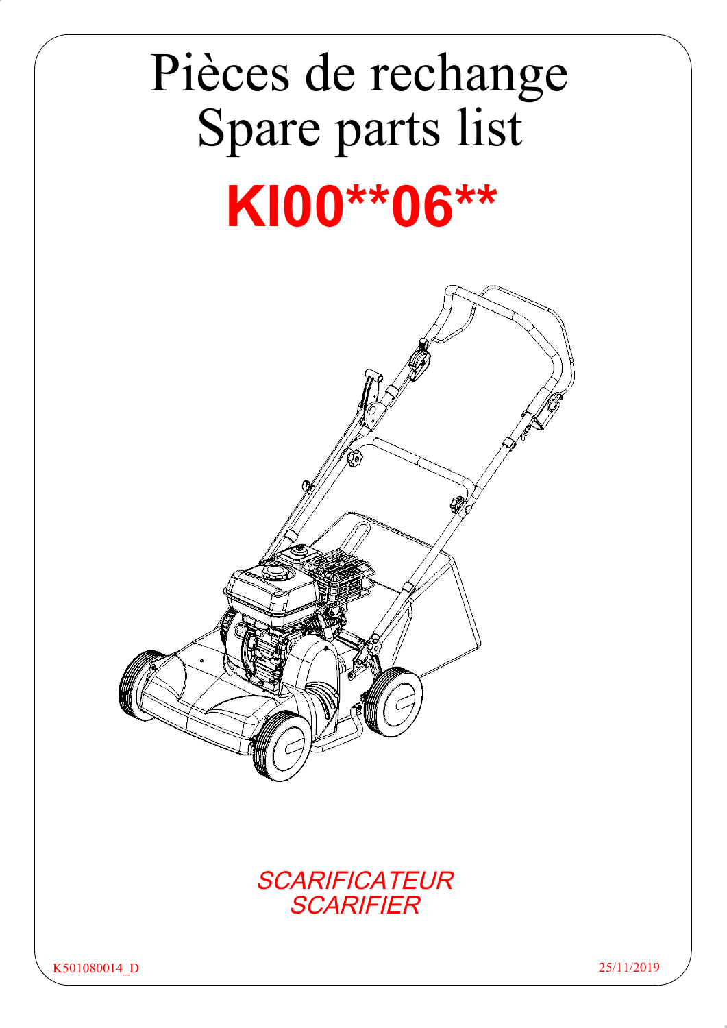# Pièces de rechange
# Spare parts list

# **KI00**06****

*SCARIFICATEUR*
*SCARIFIER*

K501080014_D

25/11/2019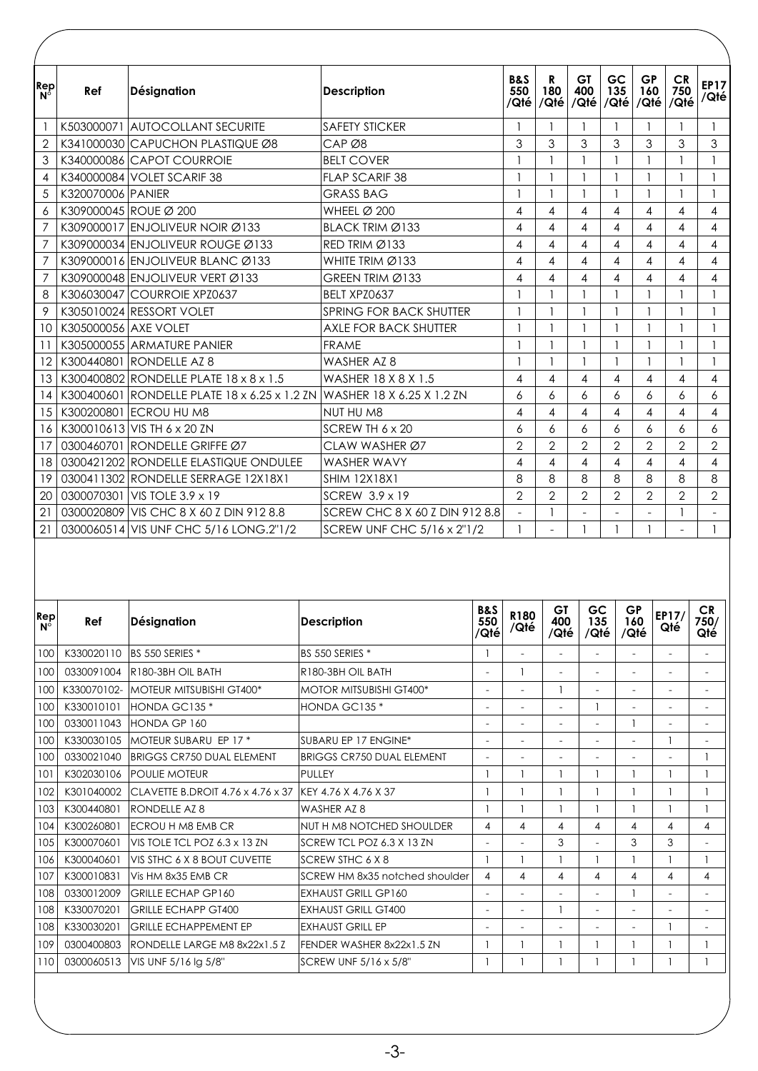| Rep N° | Ref | Désignation | Description | B&S 550 /Qté | R 180 /Qté | GT 400 /Qté | GC 135 /Qté | GP 160 /Qté | CR 750 /Qté | EP17 /Qté |
|---|---|---|---|---|---|---|---|---|---|---|
| 1 | K503000071 | AUTOCOLLANT SECURITE | SAFETY STICKER | 1 | 1 | 1 | 1 | 1 | 1 | 1 |
| 2 | K341000030 | CAPUCHON PLASTIQUE Ø8 | CAP Ø8 | 3 | 3 | 3 | 3 | 3 | 3 | 3 |
| 3 | K340000086 | CAPOT COURROIE | BELT COVER | 1 | 1 | 1 | 1 | 1 | 1 | 1 |
| 4 | K340000084 | VOLET SCARIF 38 | FLAP SCARIF 38 | 1 | 1 | 1 | 1 | 1 | 1 | 1 |
| 5 | K320070006 | PANIER | GRASS BAG | 1 | 1 | 1 | 1 | 1 | 1 | 1 |
| 6 | K309000045 | ROUE Ø 200 | WHEEL Ø 200 | 4 | 4 | 4 | 4 | 4 | 4 | 4 |
| 7 | K309000017 | ENJOLIVEUR NOIR Ø133 | BLACK TRIM Ø133 | 4 | 4 | 4 | 4 | 4 | 4 | 4 |
| 7 | K309000034 | ENJOLIVEUR ROUGE Ø133 | RED TRIM Ø133 | 4 | 4 | 4 | 4 | 4 | 4 | 4 |
| 7 | K309000016 | ENJOLIVEUR BLANC Ø133 | WHITE TRIM Ø133 | 4 | 4 | 4 | 4 | 4 | 4 | 4 |
| 7 | K309000048 | ENJOLIVEUR VERT Ø133 | GREEN TRIM Ø133 | 4 | 4 | 4 | 4 | 4 | 4 | 4 |
| 8 | K306030047 | COURROIE XPZ0637 | BELT XPZ0637 | 1 | 1 | 1 | 1 | 1 | 1 | 1 |
| 9 | K305010024 | RESSORT VOLET | SPRING FOR BACK SHUTTER | 1 | 1 | 1 | 1 | 1 | 1 | 1 |
| 10 | K305000056 | AXE VOLET | AXLE FOR BACK SHUTTER | 1 | 1 | 1 | 1 | 1 | 1 | 1 |
| 11 | K305000055 | ARMATURE PANIER | FRAME | 1 | 1 | 1 | 1 | 1 | 1 | 1 |
| 12 | K300440801 | RONDELLE AZ 8 | WASHER AZ 8 | 1 | 1 | 1 | 1 | 1 | 1 | 1 |
| 13 | K300400802 | RONDELLE PLATE 18 x 8 x 1.5 | WASHER 18 X 8 X 1.5 | 4 | 4 | 4 | 4 | 4 | 4 | 4 |
| 14 | K300400601 | RONDELLE PLATE 18 x 6.25 x 1.2 ZN | WASHER 18 X 6.25 X 1.2 ZN | 6 | 6 | 6 | 6 | 6 | 6 | 6 |
| 15 | K300200801 | ECROU HU M8 | NUT HU M8 | 4 | 4 | 4 | 4 | 4 | 4 | 4 |
| 16 | K300010613 | VIS TH 6 x 20 ZN | SCREW TH 6 x 20 | 6 | 6 | 6 | 6 | 6 | 6 | 6 |
| 17 | 0300460701 | RONDELLE GRIFFE Ø7 | CLAW WASHER Ø7 | 2 | 2 | 2 | 2 | 2 | 2 | 2 |
| 18 | 0300421202 | RONDELLE ELASTIQUE ONDULEE | WASHER WAVY | 4 | 4 | 4 | 4 | 4 | 4 | 4 |
| 19 | 0300411302 | RONDELLE SERRAGE 12X18X1 | SHIM 12X18X1 | 8 | 8 | 8 | 8 | 8 | 8 | 8 |
| 20 | 0300070301 | VIS TOLE 3.9 x 19 | SCREW 3.9 x 19 | 2 | 2 | 2 | 2 | 2 | 2 | 2 |
| 21 | 0300020809 | VIS CHC 8 X 60 Z DIN 912 8.8 | SCREW CHC 8 X 60 Z DIN 912 8.8 | - | 1 | - | - | - | 1 | - |
| 21 | 0300060514 | VIS UNF CHC 5/16 LONG.2"1/2 | SCREW UNF CHC 5/16 x 2"1/2 | 1 | - | 1 | 1 | 1 | - | 1 |

| Rep N° | Ref | Désignation | Description | B&S 550 /Qté | R180 /Qté | GT 400 /Qté | GC 135 /Qté | GP 160 /Qté | EP17/ Qté | CR 750/ Qté |
|---|---|---|---|---|---|---|---|---|---|---|
| 100 | K330020110 | BS 550 SERIES * | BS 550 SERIES * | 1 | - | - | - | - | - | - |
| 100 | 0330091004 | R180-3BH OIL BATH | R180-3BH OIL BATH | - | 1 | - | - | - | - | - |
| 100 | K330070102- | MOTEUR MITSUBISHI GT400* | MOTOR MITSUBISHI GT400* | - | - | 1 | - | - | - | - |
| 100 | K330010101 | HONDA GC135 * | HONDA GC135 * | - | - | - | 1 | - | - | - |
| 100 | 0330011043 | HONDA GP 160 | | - | - | - | - | 1 | - | - |
| 100 | K330030105 | MOTEUR SUBARU EP 17 * | SUBARU EP 17 ENGINE* | - | - | - | - | - | 1 | - |
| 100 | 0330021040 | BRIGGS CR750 DUAL ELEMENT | BRIGGS CR750 DUAL ELEMENT | - | - | - | - | - | - | 1 |
| 101 | K302030106 | POULIE MOTEUR | PULLEY | 1 | 1 | 1 | 1 | 1 | 1 | 1 |
| 102 | K301040002 | CLAVETTE B.DROIT 4.76 x 4.76 x 37 | KEY 4.76 X 4.76 X 37 | 1 | 1 | 1 | 1 | 1 | 1 | 1 |
| 103 | K300440801 | RONDELLE AZ 8 | WASHER AZ 8 | 1 | 1 | 1 | 1 | 1 | 1 | 1 |
| 104 | K300260801 | ECROU H M8 EMB CR | NUT H M8 NOTCHED SHOULDER | 4 | 4 | 4 | 4 | 4 | 4 | 4 |
| 105 | K300070601 | VIS TOLE TCL POZ 6.3 x 13 ZN | SCREW TCL POZ 6.3 X 13 ZN | - | - | 3 | - | 3 | 3 | - |
| 106 | K300040601 | VIS STHC 6 X 8 BOUT CUVETTE | SCREW STHC 6 X 8 | 1 | 1 | 1 | 1 | 1 | 1 | 1 |
| 107 | K300010831 | Vis HM 8x35 EMB CR | SCREW HM 8x35 notched shoulder | 4 | 4 | 4 | 4 | 4 | 4 | 4 |
| 108 | 0330012009 | GRILLE ECHAP GP160 | EXHAUST GRILL GP160 | - | - | - | - | 1 | - | - |
| 108 | K330070201 | GRILLE ECHAPP GT400 | EXHAUST GRILL GT400 | - | - | 1 | - | - | - | - |
| 108 | K330030201 | GRILLE ECHAPPEMENT EP | EXHAUST GRILL EP | - | - | - | - | - | 1 | - |
| 109 | 0300400803 | RONDELLE LARGE M8 8x22x1.5 Z | FENDER WASHER 8x22x1.5 ZN | 1 | 1 | 1 | 1 | 1 | 1 | 1 |
| 110 | 0300060513 | VIS UNF 5/16 lg 5/8" | SCREW UNF 5/16 x 5/8" | 1 | 1 | 1 | 1 | 1 | 1 | 1 |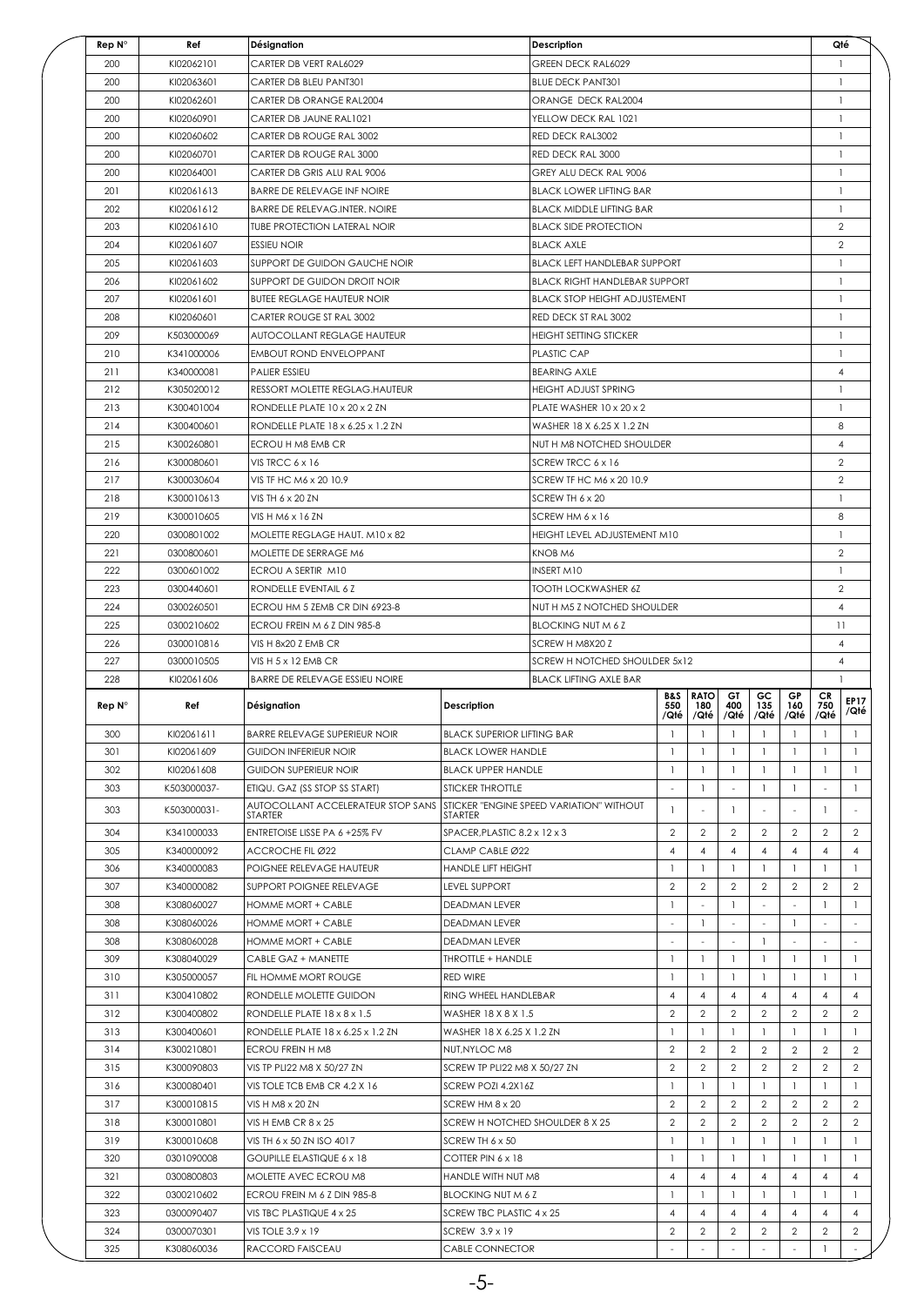| Rep N° | Ref | Désignation | Description | Qté |
| --- | --- | --- | --- | --- |
| 200 | KI02062101 | CARTER DB VERT RAL6029 | GREEN DECK RAL6029 | 1 |
| 200 | KI02063601 | CARTER DB BLEU PANT301 | BLUE DECK PANT301 | 1 |
| 200 | KI02062601 | CARTER DB ORANGE RAL2004 | ORANGE DECK RAL2004 | 1 |
| 200 | KI02060901 | CARTER DB JAUNE RAL1021 | YELLOW DECK RAL 1021 | 1 |
| 200 | KI02060602 | CARTER DB ROUGE RAL 3002 | RED DECK RAL3002 | 1 |
| 200 | KI02060701 | CARTER DB ROUGE RAL 3000 | RED DECK RAL 3000 | 1 |
| 200 | KI02064001 | CARTER DB GRIS ALU RAL 9006 | GREY ALU DECK RAL 9006 | 1 |
| 201 | KI02061613 | BARRE DE RELEVAGE INF NOIRE | BLACK LOWER LIFTING BAR | 1 |
| 202 | KI02061612 | BARRE DE RELEVAG.INTER. NOIRE | BLACK MIDDLE LIFTING BAR | 1 |
| 203 | KI02061610 | TUBE PROTECTION LATERAL NOIR | BLACK SIDE PROTECTION | 2 |
| 204 | KI02061607 | ESSIEU NOIR | BLACK AXLE | 2 |
| 205 | KI02061603 | SUPPORT DE GUIDON GAUCHE NOIR | BLACK LEFT HANDLEBAR SUPPORT | 1 |
| 206 | KI02061602 | SUPPORT DE GUIDON DROIT NOIR | BLACK RIGHT HANDLEBAR SUPPORT | 1 |
| 207 | KI02061601 | BUTEE REGLAGE HAUTEUR NOIR | BLACK STOP HEIGHT ADJUSTEMENT | 1 |
| 208 | KI02060601 | CARTER ROUGE ST RAL 3002 | RED DECK ST RAL 3002 | 1 |
| 209 | K503000069 | AUTOCOLLANT REGLAGE HAUTEUR | HEIGHT SETTING STICKER | 1 |
| 210 | K341000006 | EMBOUT ROND ENVELOPPANT | PLASTIC CAP | 1 |
| 211 | K340000081 | PALIER ESSIEU | BEARING AXLE | 4 |
| 212 | K305020012 | RESSORT MOLETTE REGLAG.HAUTEUR | HEIGHT ADJUST SPRING | 1 |
| 213 | K300401004 | RONDELLE PLATE 10 x 20 x 2 ZN | PLATE WASHER 10 x 20 x 2 | 1 |
| 214 | K300400601 | RONDELLE PLATE 18 x 6.25 x 1.2 ZN | WASHER 18 X 6.25 X 1.2 ZN | 8 |
| 215 | K300260801 | ECROU H M8 EMB CR | NUT H M8 NOTCHED SHOULDER | 4 |
| 216 | K300080601 | VIS TRCC 6 x 16 | SCREW TRCC 6 x 16 | 2 |
| 217 | K300030604 | VIS TF HC M6 x 20 10.9 | SCREW TF HC M6 x 20 10.9 | 2 |
| 218 | K300010613 | VIS TH 6 x 20 ZN | SCREW TH 6 x 20 | 1 |
| 219 | K300010605 | VIS H M6 x 16 ZN | SCREW HM 6 x 16 | 8 |
| 220 | 0300801002 | MOLETTE REGLAGE HAUT. M10 x 82 | HEIGHT LEVEL ADJUSTEMENT M10 | 1 |
| 221 | 0300800601 | MOLETTE DE SERRAGE M6 | KNOB M6 | 2 |
| 222 | 0300601002 | ECROU A SERTIR M10 | INSERT M10 | 1 |
| 223 | 0300440601 | RONDELLE EVENTAIL 6 Z | TOOTH LOCKWASHER 6Z | 2 |
| 224 | 0300260501 | ECROU HM 5 ZEMB CR DIN 6923-8 | NUT H M5 Z NOTCHED SHOULDER | 4 |
| 225 | 0300210602 | ECROU FREIN M 6 Z DIN 985-8 | BLOCKING NUT M 6 Z | 11 |
| 226 | 0300010816 | VIS H 8x20 Z EMB CR | SCREW H M8X20 Z | 4 |
| 227 | 0300010505 | VIS H 5 x 12 EMB CR | SCREW H NOTCHED SHOULDER 5x12 | 4 |
| 228 | KI02061606 | BARRE DE RELEVAGE ESSIEU NOIRE | BLACK LIFTING AXLE BAR | 1 |

| Rep N° | Ref | Désignation | Description | B&S 550 /Qté | RATO 180 /Qté | GT 400 /Qté | GC 135 /Qté | GP 160 /Qté | CR 750 /Qté | EP17 /Qté |
| --- | --- | --- | --- | --- | --- | --- | --- | --- | --- | --- |
| 300 | KI02061611 | BARRE RELEVAGE SUPERIEUR NOIR | BLACK SUPERIOR LIFTING BAR | 1 | 1 | 1 | 1 | 1 | 1 | 1 |
| 301 | KI02061609 | GUIDON INFERIEUR NOIR | BLACK LOWER HANDLE | 1 | 1 | 1 | 1 | 1 | 1 | 1 |
| 302 | KI02061608 | GUIDON SUPERIEUR NOIR | BLACK UPPER HANDLE | 1 | 1 | 1 | 1 | 1 | 1 | 1 |
| 303 | K503000037- | ETIQU. GAZ (SS STOP SS START) | STICKER THROTTLE | - | 1 | - | 1 | 1 | - | 1 |
| 303 | K503000031- | AUTOCOLLANT ACCELERATEUR STOP SANS STARTER | STICKER "ENGINE SPEED VARIATION" WITHOUT STARTER | 1 | - | 1 | - | - | 1 | - |
| 304 | K341000033 | ENTRETOISE LISSE PA 6 +25% FV | SPACER,PLASTIC 8.2 x 12 x 3 | 2 | 2 | 2 | 2 | 2 | 2 | 2 |
| 305 | K340000092 | ACCROCHE FIL Ø22 | CLAMP CABLE Ø22 | 4 | 4 | 4 | 4 | 4 | 4 | 4 |
| 306 | K340000083 | POIGNEE RELEVAGE HAUTEUR | HANDLE LIFT HEIGHT | 1 | 1 | 1 | 1 | 1 | 1 | 1 |
| 307 | K340000082 | SUPPORT POIGNEE RELEVAGE | LEVEL SUPPORT | 2 | 2 | 2 | 2 | 2 | 2 | 2 |
| 308 | K308060027 | HOMME MORT + CABLE | DEADMAN LEVER | 1 | - | 1 | - | - | 1 | 1 |
| 308 | K308060026 | HOMME MORT + CABLE | DEADMAN LEVER | - | 1 | - | - | 1 | - | - |
| 308 | K308060028 | HOMME MORT + CABLE | DEADMAN LEVER | - | - | - | 1 | - | - | - |
| 309 | K308040029 | CABLE GAZ + MANETTE | THROTTLE + HANDLE | 1 | 1 | 1 | 1 | 1 | 1 | 1 |
| 310 | K305000057 | FIL HOMME MORT ROUGE | RED WIRE | 1 | 1 | 1 | 1 | 1 | 1 | 1 |
| 311 | K300410802 | RONDELLE MOLETTE GUIDON | RING WHEEL HANDLEBAR | 4 | 4 | 4 | 4 | 4 | 4 | 4 |
| 312 | K300400802 | RONDELLE PLATE 18 x 8 x 1.5 | WASHER 18 X 8 X 1.5 | 2 | 2 | 2 | 2 | 2 | 2 | 2 |
| 313 | K300400601 | RONDELLE PLATE 18 x 6.25 x 1.2 ZN | WASHER 18 X 6.25 X 1.2 ZN | 1 | 1 | 1 | 1 | 1 | 1 | 1 |
| 314 | K300210801 | ECROU FREIN H M8 | NUT,NYLOC M8 | 2 | 2 | 2 | 2 | 2 | 2 | 2 |
| 315 | K300090803 | VIS TP PLI22 M8 X 50/27 ZN | SCREW TP PLI22 M8 X 50/27 ZN | 2 | 2 | 2 | 2 | 2 | 2 | 2 |
| 316 | K300080401 | VIS TOLE TCB EMB CR 4.2 X 16 | SCREW POZI 4.2X16Z | 1 | 1 | 1 | 1 | 1 | 1 | 1 |
| 317 | K300010815 | VIS H M8 x 20 ZN | SCREW HM 8 x 20 | 2 | 2 | 2 | 2 | 2 | 2 | 2 |
| 318 | K300010801 | VIS H EMB CR 8 x 25 | SCREW H NOTCHED SHOULDER 8 X 25 | 2 | 2 | 2 | 2 | 2 | 2 | 2 |
| 319 | K300010608 | VIS TH 6 x 50 ZN ISO 4017 | SCREW TH 6 x 50 | 1 | 1 | 1 | 1 | 1 | 1 | 1 |
| 320 | 0301090008 | GOUPILLE ELASTIQUE 6 x 18 | COTTER PIN 6 x 18 | 1 | 1 | 1 | 1 | 1 | 1 | 1 |
| 321 | 0300800803 | MOLETTE AVEC ECROU M8 | HANDLE WITH NUT M8 | 4 | 4 | 4 | 4 | 4 | 4 | 4 |
| 322 | 0300210602 | ECROU FREIN M 6 Z DIN 985-8 | BLOCKING NUT M 6 Z | 1 | 1 | 1 | 1 | 1 | 1 | 1 |
| 323 | 0300090407 | VIS TBC PLASTIQUE 4 x 25 | SCREW TBC PLASTIC 4 x 25 | 4 | 4 | 4 | 4 | 4 | 4 | 4 |
| 324 | 0300070301 | VIS TOLE 3.9 x 19 | SCREW 3.9 x 19 | 2 | 2 | 2 | 2 | 2 | 2 | 2 |
| 325 | K308060036 | RACCORD FAISCEAU | CABLE CONNECTOR | - | - | - | - | - | 1 | - |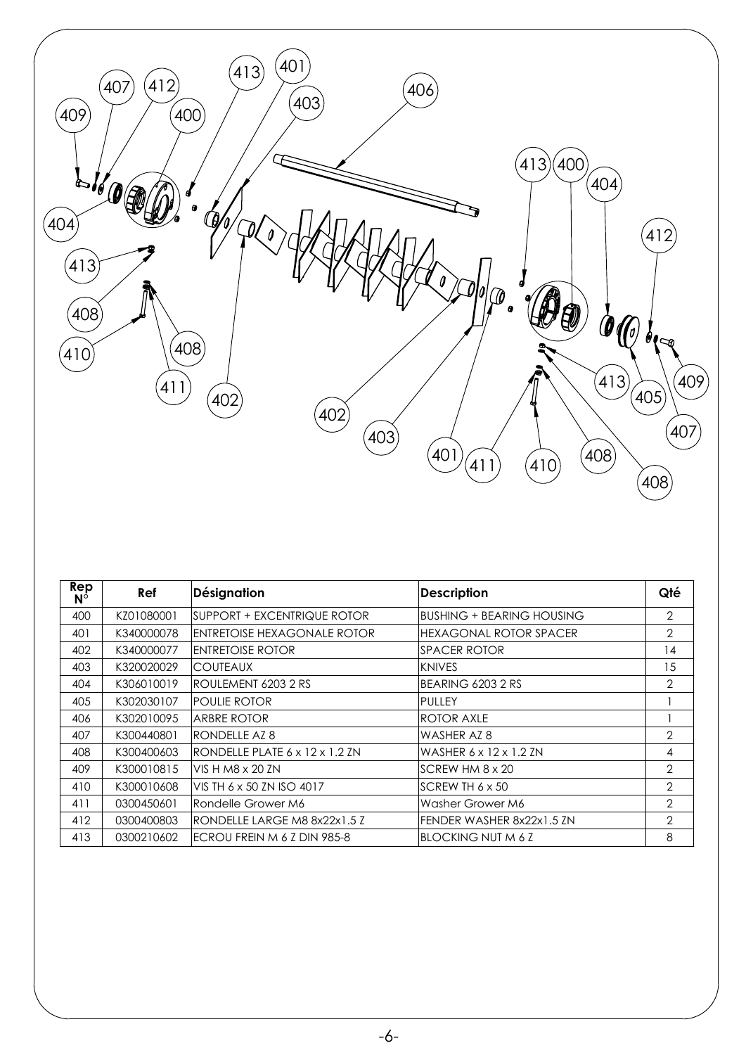| Rep N° | Ref | Désignation | Description | Qté |
|---|---|---|---|---|
| 400 | KZ01080001 | SUPPORT + EXCENTRIQUE ROTOR | BUSHING + BEARING HOUSING | 2 |
| 401 | K340000078 | ENTRETOISE HEXAGONALE ROTOR | HEXAGONAL ROTOR SPACER | 2 |
| 402 | K340000077 | ENTRETOISE ROTOR | SPACER ROTOR | 14 |
| 403 | K320020029 | COUTEAUX | KNIVES | 15 |
| 404 | K306010019 | ROULEMENT 6203 2 RS | BEARING 6203 2 RS | 2 |
| 405 | K302030107 | POULIE ROTOR | PULLEY | 1 |
| 406 | K302010095 | ARBRE ROTOR | ROTOR AXLE | 1 |
| 407 | K300440801 | RONDELLE AZ 8 | WASHER AZ 8 | 2 |
| 408 | K300400603 | RONDELLE PLATE 6 x 12 x 1.2 ZN | WASHER 6 x 12 x 1.2 ZN | 4 |
| 409 | K300010815 | VIS H M8 x 20 ZN | SCREW HM 8 x 20 | 2 |
| 410 | K300010608 | VIS TH 6 x 50 ZN ISO 4017 | SCREW TH 6 x 50 | 2 |
| 411 | 0300450601 | Rondelle Grower M6 | Washer Grower M6 | 2 |
| 412 | 0300400803 | RONDELLE LARGE M8 8x22x1.5 Z | FENDER WASHER 8x22x1.5 ZN | 2 |
| 413 | 0300210602 | ECROU FREIN M 6 Z DIN 985-8 | BLOCKING NUT M 6 Z | 8 |